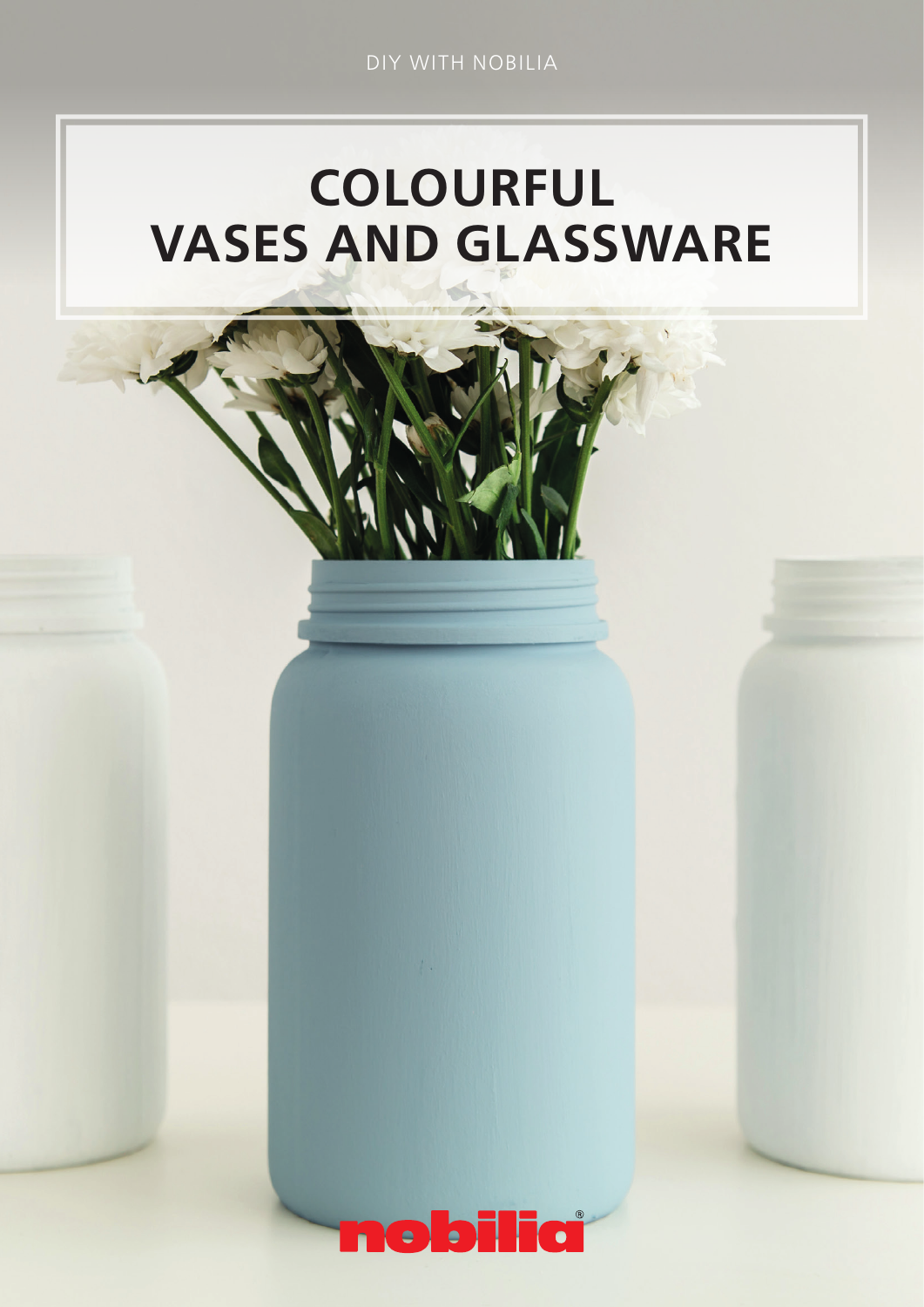DIY WITH NOBILIA

# COLOURFUL VASES AND GLASSWARE

nobilia®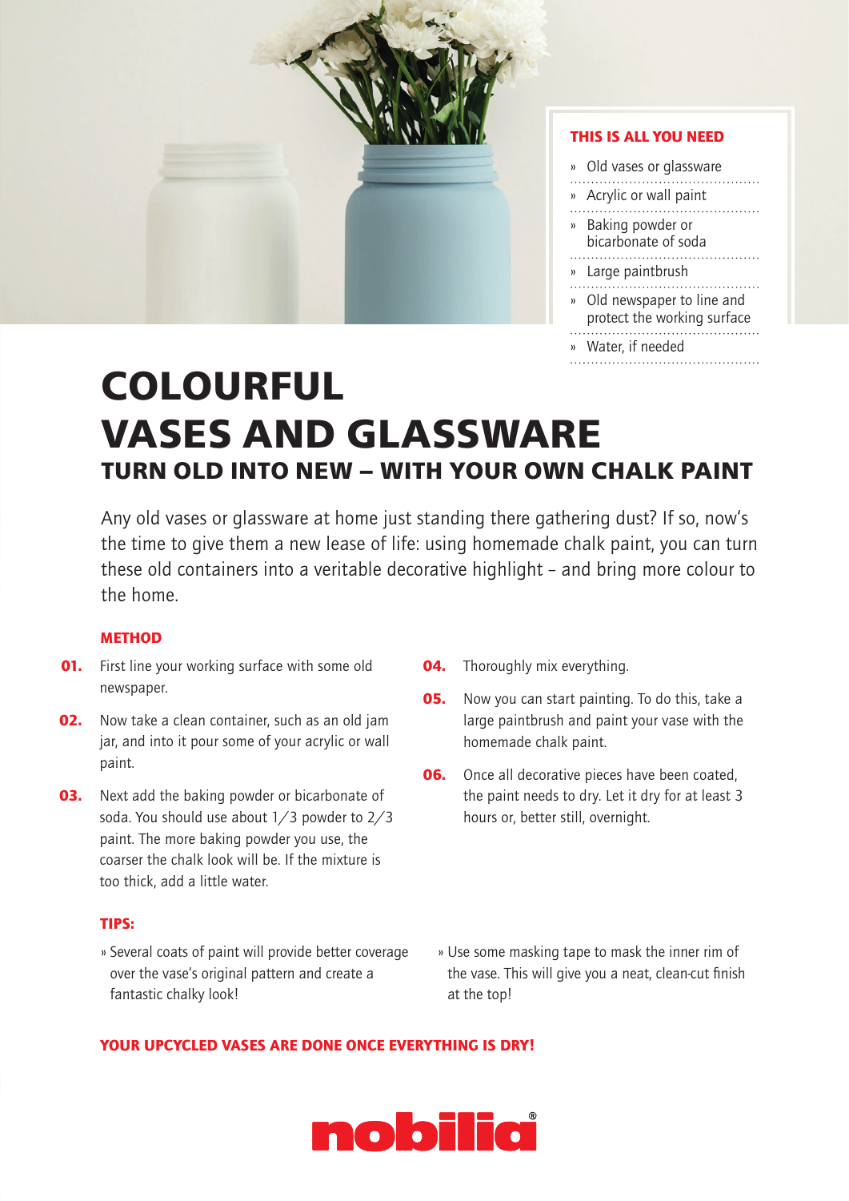### THIS IS ALL YOU NEED

- Old vases or glassware
- Acrylic or wall paint
- Baking powder or bicarbonate of soda
- Large paintbrush
- Old newspaper to line and protect the working surface
- Water, if needed

# COLOURFUL VASES AND GLASSWARE

## TURN OLD INTO NEW – WITH YOUR OWN CHALK PAINT

Any old vases or glassware at home just standing there gathering dust? If so, now's the time to give them a new lease of life: using homemade chalk paint, you can turn these old containers into a veritable decorative highlight – and bring more colour to the home.

### METHOD

**01.** First line your working surface with some old newspaper.

**02.** Now take a clean container, such as an old jam jar, and into it pour some of your acrylic or wall paint.

**03.** Next add the baking powder or bicarbonate of soda. You should use about 1/3 powder to 2/3 paint. The more baking powder you use, the coarser the chalk look will be. If the mixture is too thick, add a little water.

**04.** Thoroughly mix everything.

**05.** Now you can start painting. To do this, take a large paintbrush and paint your vase with the homemade chalk paint.

**06.** Once all decorative pieces have been coated, the paint needs to dry. Let it dry for at least 3 hours or, better still, overnight.

### TIPS:

- Several coats of paint will provide better coverage over the vase's original pattern and create a fantastic chalky look!
- Use some masking tape to mask the inner rim of the vase. This will give you a neat, clean-cut finish at the top!

**YOUR UPCYCLED VASES ARE DONE ONCE EVERYTHING IS DRY!**

nobilia®